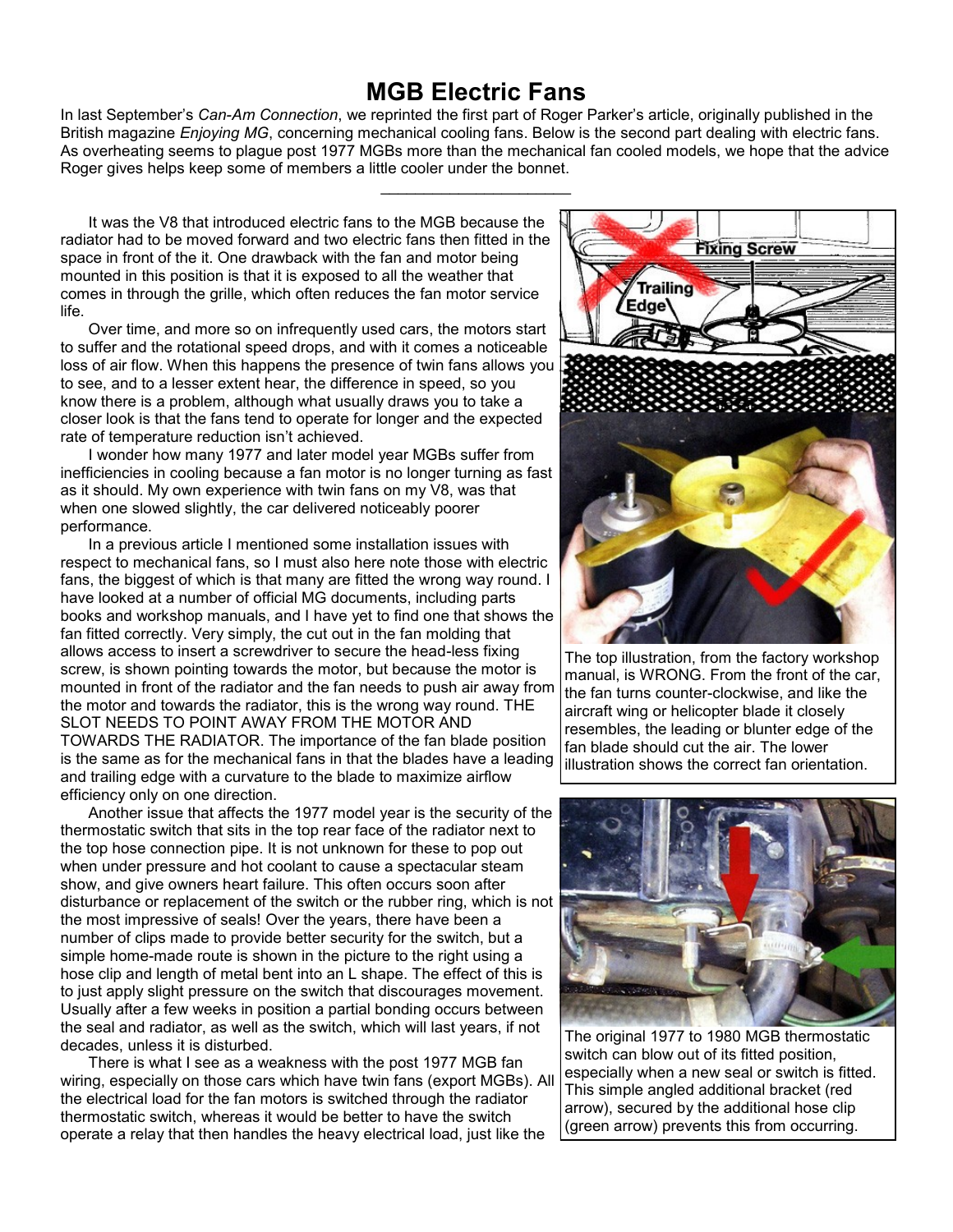# MGB Electric Fans

In last September's *Can-Am Connection*, we reprinted the first part of Roger Parker's article, originally published in the British magazine *Enjoying MG*, concerning mechanical cooling fans. Below is the second part dealing with electric fans. As overheating seems to plague post 1977 MGBs more than the mechanical fan cooled models, we hope that the advice Roger gives helps keep some of members a little cooler under the bonnet.

---

It was the V8 that introduced electric fans to the MGB because the radiator had to be moved forward and two electric fans then fitted in the space in front of the it. One drawback with the fan and motor being mounted in this position is that it is exposed to all the weather that comes in through the grille, which often reduces the fan motor service life.

Over time, and more so on infrequently used cars, the motors start to suffer and the rotational speed drops, and with it comes a noticeable loss of air flow. When this happens the presence of twin fans allows you to see, and to a lesser extent hear, the difference in speed, so you know there is a problem, although what usually draws you to take a closer look is that the fans tend to operate for longer and the expected rate of temperature reduction isn't achieved.

I wonder how many 1977 and later model year MGBs suffer from inefficiencies in cooling because a fan motor is no longer turning as fast as it should. My own experience with twin fans on my V8, was that when one slowed slightly, the car delivered noticeably poorer performance.

In a previous article I mentioned some installation issues with respect to mechanical fans, so I must also here note those with electric fans, the biggest of which is that many are fitted the wrong way round. I have looked at a number of official MG documents, including parts books and workshop manuals, and I have yet to find one that shows the fan fitted correctly. Very simply, the cut out in the fan molding that allows access to insert a screwdriver to secure the head-less fixing screw, is shown pointing towards the motor, but because the motor is mounted in front of the radiator and the fan needs to push air away from the motor and towards the radiator, this is the wrong way round. THE SLOT NEEDS TO POINT AWAY FROM THE MOTOR AND TOWARDS THE RADIATOR. The importance of the fan blade position is the same as for the mechanical fans in that the blades have a leading and trailing edge with a curvature to the blade to maximize airflow efficiency only on one direction.

The top illustration, from the factory workshop manual, is WRONG. From the front of the car, the fan turns counter-clockwise, and like the aircraft wing or helicopter blade it closely resembles, the leading or blunter edge of the fan blade should cut the air. The lower illustration shows the correct fan orientation.

Another issue that affects the 1977 model year is the security of the thermostatic switch that sits in the top rear face of the radiator next to the top hose connection pipe. It is not unknown for these to pop out when under pressure and hot coolant to cause a spectacular steam show, and give owners heart failure. This often occurs soon after disturbance or replacement of the switch or the rubber ring, which is not the most impressive of seals! Over the years, there have been a number of clips made to provide better security for the switch, but a simple home-made route is shown in the picture to the right using a hose clip and length of metal bent into an L shape. The effect of this is to just apply slight pressure on the switch that discourages movement. Usually after a few weeks in position a partial bonding occurs between the seal and radiator, as well as the switch, which will last years, if not decades, unless it is disturbed.

The original 1977 to 1980 MGB thermostatic switch can blow out of its fitted position, especially when a new seal or switch is fitted. This simple angled additional bracket (red arrow), secured by the additional hose clip (green arrow) prevents this from occurring.

There is what I see as a weakness with the post 1977 MGB fan wiring, especially on those cars which have twin fans (export MGBs). All the electrical load for the fan motors is switched through the radiator thermostatic switch, whereas it would be better to have the switch operate a relay that then handles the heavy electrical load, just like the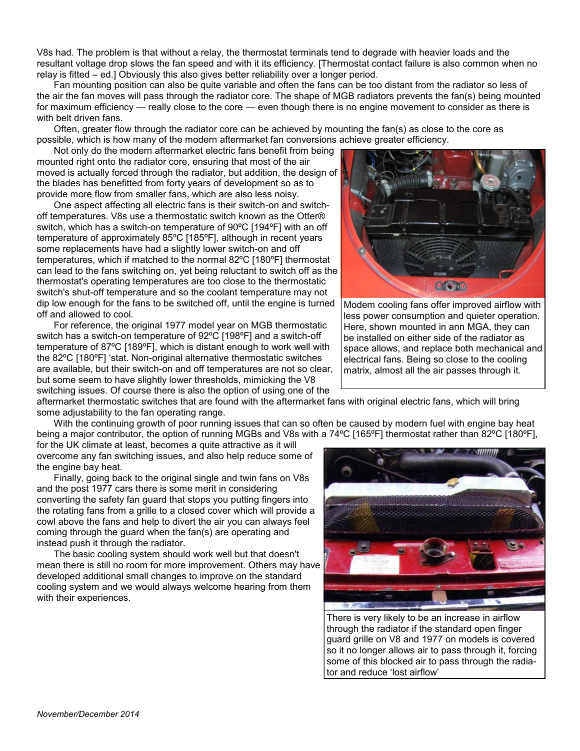V8s had. The problem is that without a relay, the thermostat terminals tend to degrade with heavier loads and the resultant voltage drop slows the fan speed and with it its efficiency. [Thermostat contact failure is also common when no relay is fitted – ed.] Obviously this also gives better reliability over a longer period.

Fan mounting position can also be quite variable and often the fans can be too distant from the radiator so less of the air the fan moves will pass through the radiator core. The shape of MGB radiators prevents the fan(s) being mounted for maximum efficiency — really close to the core — even though there is no engine movement to consider as there is with belt driven fans.

Often, greater flow through the radiator core can be achieved by mounting the fan(s) as close to the core as possible, which is how many of the modern aftermarket fan conversions achieve greater efficiency.

Not only do the modern aftermarket electric fans benefit from being mounted right onto the radiator core, ensuring that most of the air moved is actually forced through the radiator, but addition, the design of the blades has benefitted from forty years of development so as to provide more flow from smaller fans, which are also less noisy.

One aspect affecting all electric fans is their switch-on and switch-off temperatures. V8s use a thermostatic switch known as the Otter® switch, which has a switch-on temperature of 90ºC [194ºF] with an off temperature of approximately 85ºC [185ºF], although in recent years some replacements have had a slightly lower switch-on and off temperatures, which if matched to the normal 82ºC [180ºF] thermostat can lead to the fans switching on, yet being reluctant to switch off as the thermostat's operating temperatures are too close to the thermostatic switch's shut-off temperature and so the coolant temperature may not dip low enough for the fans to be switched off, until the engine is turned off and allowed to cool.

For reference, the original 1977 model year on MGB thermostatic switch has a switch-on temperature of 92ºC [198ºF] and a switch-off temperature of 87ºC [189ºF], which is distant enough to work well with the 82ºC [180ºF] 'stat. Non-original alternative thermostatic switches are available, but their switch-on and off temperatures are not so clear, but some seem to have slightly lower thresholds, mimicking the V8 switching issues. Of course there is also the option of using one of the aftermarket thermostatic switches that are found with the aftermarket fans with original electric fans, which will bring some adjustability to the fan operating range.

Modem cooling fans offer improved airflow with less power consumption and quieter operation. Here, shown mounted in ann MGA, they can be installed on either side of the radiator as space allows, and replace both mechanical and electrical fans. Being so close to the cooling matrix, almost all the air passes through it.

With the continuing growth of poor running issues that can so often be caused by modern fuel with engine bay heat being a major contributor, the option of running MGBs and V8s with a 74ºC [165ºF] thermostat rather than 82ºC [180ºF], for the UK climate at least, becomes a quite attractive as it will overcome any fan switching issues, and also help reduce some of the engine bay heat.

Finally, going back to the original single and twin fans on V8s and the post 1977 cars there is some merit in considering converting the safety fan guard that stops you putting fingers into the rotating fans from a grille to a closed cover which will provide a cowl above the fans and help to divert the air you can always feel coming through the guard when the fan(s) are operating and instead push it through the radiator.

The basic cooling system should work well but that doesn't mean there is still no room for more improvement. Others may have developed additional small changes to improve on the standard cooling system and we would always welcome hearing from them with their experiences.

There is very likely to be an increase in airflow through the radiator if the standard open finger guard grille on V8 and 1977 on models is covered so it no longer allows air to pass through it, forcing some of this blocked air to pass through the radiator and reduce 'lost airflow'